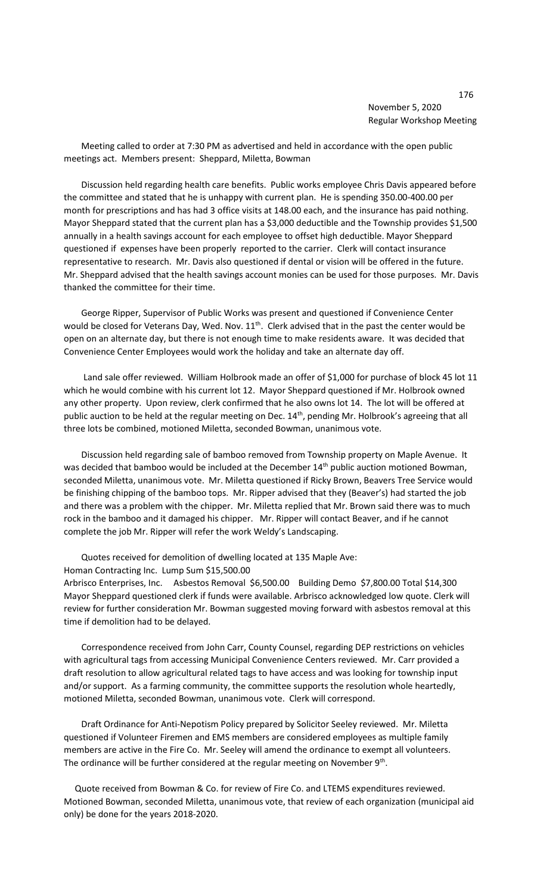November 5, 2020
Regular Workshop Meeting

Meeting called to order at 7:30 PM as advertised and held in accordance with the open public meetings act. Members present: Sheppard, Miletta, Bowman

Discussion held regarding health care benefits. Public works employee Chris Davis appeared before the committee and stated that he is unhappy with current plan. He is spending 350.00-400.00 per month for prescriptions and has had 3 office visits at 148.00 each, and the insurance has paid nothing. Mayor Sheppard stated that the current plan has a $3,000 deductible and the Township provides $1,500 annually in a health savings account for each employee to offset high deductible. Mayor Sheppard questioned if expenses have been properly reported to the carrier. Clerk will contact insurance representative to research. Mr. Davis also questioned if dental or vision will be offered in the future. Mr. Sheppard advised that the health savings account monies can be used for those purposes. Mr. Davis thanked the committee for their time.

George Ripper, Supervisor of Public Works was present and questioned if Convenience Center would be closed for Veterans Day, Wed. Nov. 11th. Clerk advised that in the past the center would be open on an alternate day, but there is not enough time to make residents aware. It was decided that Convenience Center Employees would work the holiday and take an alternate day off.

Land sale offer reviewed. William Holbrook made an offer of $1,000 for purchase of block 45 lot 11 which he would combine with his current lot 12. Mayor Sheppard questioned if Mr. Holbrook owned any other property. Upon review, clerk confirmed that he also owns lot 14. The lot will be offered at public auction to be held at the regular meeting on Dec. 14th, pending Mr. Holbrook's agreeing that all three lots be combined, motioned Miletta, seconded Bowman, unanimous vote.

Discussion held regarding sale of bamboo removed from Township property on Maple Avenue. It was decided that bamboo would be included at the December 14th public auction motioned Bowman, seconded Miletta, unanimous vote. Mr. Miletta questioned if Ricky Brown, Beavers Tree Service would be finishing chipping of the bamboo tops. Mr. Ripper advised that they (Beaver's) had started the job and there was a problem with the chipper. Mr. Miletta replied that Mr. Brown said there was to much rock in the bamboo and it damaged his chipper. Mr. Ripper will contact Beaver, and if he cannot complete the job Mr. Ripper will refer the work Weldy's Landscaping.

Quotes received for demolition of dwelling located at 135 Maple Ave:
Homan Contracting Inc. Lump Sum $15,500.00
Arbrisco Enterprises, Inc. Asbestos Removal $6,500.00 Building Demo $7,800.00 Total $14,300
Mayor Sheppard questioned clerk if funds were available. Arbrisco acknowledged low quote. Clerk will review for further consideration Mr. Bowman suggested moving forward with asbestos removal at this time if demolition had to be delayed.

Correspondence received from John Carr, County Counsel, regarding DEP restrictions on vehicles with agricultural tags from accessing Municipal Convenience Centers reviewed. Mr. Carr provided a draft resolution to allow agricultural related tags to have access and was looking for township input and/or support. As a farming community, the committee supports the resolution whole heartedly, motioned Miletta, seconded Bowman, unanimous vote. Clerk will correspond.

Draft Ordinance for Anti-Nepotism Policy prepared by Solicitor Seeley reviewed. Mr. Miletta questioned if Volunteer Firemen and EMS members are considered employees as multiple family members are active in the Fire Co. Mr. Seeley will amend the ordinance to exempt all volunteers. The ordinance will be further considered at the regular meeting on November 9th.

Quote received from Bowman & Co. for review of Fire Co. and LTEMS expenditures reviewed. Motioned Bowman, seconded Miletta, unanimous vote, that review of each organization (municipal aid only) be done for the years 2018-2020.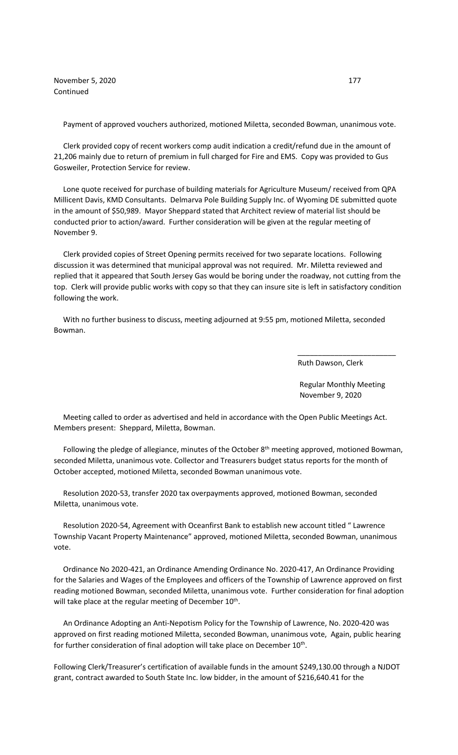November 5, 2020
Continued

Payment of approved vouchers authorized, motioned Miletta, seconded Bowman, unanimous vote.

Clerk provided copy of recent workers comp audit indication a credit/refund due in the amount of 21,206 mainly due to return of premium in full charged for Fire and EMS. Copy was provided to Gus Gosweiler, Protection Service for review.

Lone quote received for purchase of building materials for Agriculture Museum/ received from QPA Millicent Davis, KMD Consultants. Delmarva Pole Building Supply Inc. of Wyoming DE submitted quote in the amount of $50,989. Mayor Sheppard stated that Architect review of material list should be conducted prior to action/award. Further consideration will be given at the regular meeting of November 9.

Clerk provided copies of Street Opening permits received for two separate locations. Following discussion it was determined that municipal approval was not required. Mr. Miletta reviewed and replied that it appeared that South Jersey Gas would be boring under the roadway, not cutting from the top. Clerk will provide public works with copy so that they can insure site is left in satisfactory condition following the work.

With no further business to discuss, meeting adjourned at 9:55 pm, motioned Miletta, seconded Bowman.

\_\_\_\_\_\_\_\_\_\_\_\_\_\_\_\_\_\_\_\_\_\_\_\_

Ruth Dawson, Clerk

Regular Monthly Meeting
November 9, 2020

Meeting called to order as advertised and held in accordance with the Open Public Meetings Act. Members present: Sheppard, Miletta, Bowman.

Following the pledge of allegiance, minutes of the October 8th meeting approved, motioned Bowman, seconded Miletta, unanimous vote. Collector and Treasurers budget status reports for the month of October accepted, motioned Miletta, seconded Bowman unanimous vote.

Resolution 2020-53, transfer 2020 tax overpayments approved, motioned Bowman, seconded Miletta, unanimous vote.

Resolution 2020-54, Agreement with Oceanfirst Bank to establish new account titled " Lawrence Township Vacant Property Maintenance" approved, motioned Miletta, seconded Bowman, unanimous vote.

Ordinance No 2020-421, an Ordinance Amending Ordinance No. 2020-417, An Ordinance Providing for the Salaries and Wages of the Employees and officers of the Township of Lawrence approved on first reading motioned Bowman, seconded Miletta, unanimous vote. Further consideration for final adoption will take place at the regular meeting of December 10th.

An Ordinance Adopting an Anti-Nepotism Policy for the Township of Lawrence, No. 2020-420 was approved on first reading motioned Miletta, seconded Bowman, unanimous vote, Again, public hearing for further consideration of final adoption will take place on December 10th.

Following Clerk/Treasurer's certification of available funds in the amount $249,130.00 through a NJDOT grant, contract awarded to South State Inc. low bidder, in the amount of $216,640.41 for the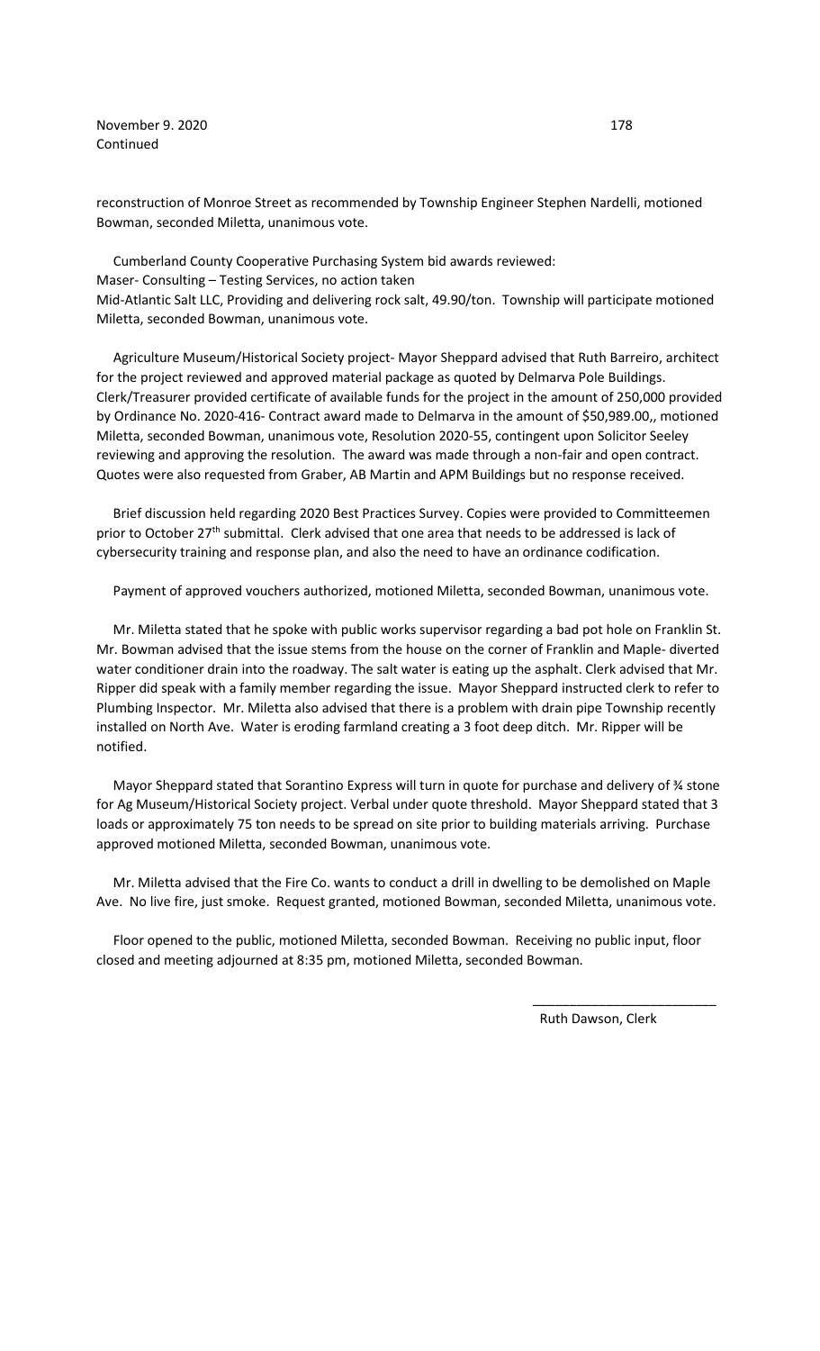reconstruction of Monroe Street as recommended by Township Engineer Stephen Nardelli, motioned Bowman, seconded Miletta, unanimous vote.

Cumberland County Cooperative Purchasing System bid awards reviewed:
Maser- Consulting – Testing Services, no action taken
Mid-Atlantic Salt LLC, Providing and delivering rock salt, 49.90/ton. Township will participate motioned Miletta, seconded Bowman, unanimous vote.

Agriculture Museum/Historical Society project- Mayor Sheppard advised that Ruth Barreiro, architect for the project reviewed and approved material package as quoted by Delmarva Pole Buildings. Clerk/Treasurer provided certificate of available funds for the project in the amount of 250,000 provided by Ordinance No. 2020-416- Contract award made to Delmarva in the amount of $50,989.00,, motioned Miletta, seconded Bowman, unanimous vote, Resolution 2020-55, contingent upon Solicitor Seeley reviewing and approving the resolution. The award was made through a non-fair and open contract. Quotes were also requested from Graber, AB Martin and APM Buildings but no response received.

Brief discussion held regarding 2020 Best Practices Survey. Copies were provided to Committeemen prior to October 27th submittal. Clerk advised that one area that needs to be addressed is lack of cybersecurity training and response plan, and also the need to have an ordinance codification.

Payment of approved vouchers authorized, motioned Miletta, seconded Bowman, unanimous vote.

Mr. Miletta stated that he spoke with public works supervisor regarding a bad pot hole on Franklin St. Mr. Bowman advised that the issue stems from the house on the corner of Franklin and Maple- diverted water conditioner drain into the roadway. The salt water is eating up the asphalt. Clerk advised that Mr. Ripper did speak with a family member regarding the issue. Mayor Sheppard instructed clerk to refer to Plumbing Inspector. Mr. Miletta also advised that there is a problem with drain pipe Township recently installed on North Ave. Water is eroding farmland creating a 3 foot deep ditch. Mr. Ripper will be notified.

Mayor Sheppard stated that Sorantino Express will turn in quote for purchase and delivery of ¾ stone for Ag Museum/Historical Society project. Verbal under quote threshold. Mayor Sheppard stated that 3 loads or approximately 75 ton needs to be spread on site prior to building materials arriving. Purchase approved motioned Miletta, seconded Bowman, unanimous vote.

Mr. Miletta advised that the Fire Co. wants to conduct a drill in dwelling to be demolished on Maple Ave. No live fire, just smoke. Request granted, motioned Bowman, seconded Miletta, unanimous vote.

Floor opened to the public, motioned Miletta, seconded Bowman. Receiving no public input, floor closed and meeting adjourned at 8:35 pm, motioned Miletta, seconded Bowman.

_________________________
Ruth Dawson, Clerk